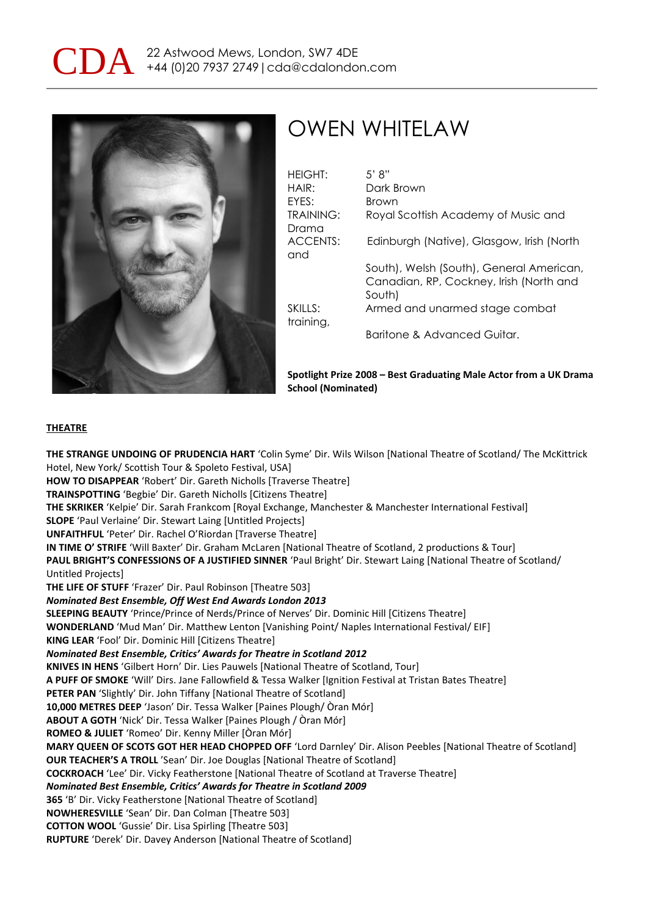CDA 22 Astwood Mews, London, SW7 4DE
+44 (0)20 7937 2749 | cda@cdalondon.com

# OWEN WHITELAW

| | |
|---|---|
| HEIGHT: | 5' 8" |
| HAIR: | Dark Brown |
| EYES: | Brown |
| TRAINING: | Royal Scottish Academy of Music and Drama |
| ACCENTS: | Edinburgh (Native), Glasgow, Irish (North and South), Welsh (South), General American, Canadian, RP, Cockney, Irish (North and South) |
| SKILLS: | Armed and unarmed stage combat training, Baritone & Advanced Guitar. |

**Spotlight Prize 2008 – Best Graduating Male Actor from a UK Drama School (Nominated)**

## THEATRE

**THE STRANGE UNDOING OF PRUDENCIA HART** 'Colin Syme' Dir. Wils Wilson [National Theatre of Scotland/ The McKittrick Hotel, New York/ Scottish Tour & Spoleto Festival, USA]
**HOW TO DISAPPEAR** 'Robert' Dir. Gareth Nicholls [Traverse Theatre]
**TRAINSPOTTING** 'Begbie' Dir. Gareth Nicholls [Citizens Theatre]
**THE SKRIKER** 'Kelpie' Dir. Sarah Frankcom [Royal Exchange, Manchester & Manchester International Festival]
**SLOPE** 'Paul Verlaine' Dir. Stewart Laing [Untitled Projects]
**UNFAITHFUL** 'Peter' Dir. Rachel O'Riordan [Traverse Theatre]
**IN TIME O' STRIFE** 'Will Baxter' Dir. Graham McLaren [National Theatre of Scotland, 2 productions & Tour]
**PAUL BRIGHT'S CONFESSIONS OF A JUSTIFIED SINNER** 'Paul Bright' Dir. Stewart Laing [National Theatre of Scotland/ Untitled Projects]
**THE LIFE OF STUFF** 'Frazer' Dir. Paul Robinson [Theatre 503]
***Nominated Best Ensemble, Off West End Awards London 2013***
**SLEEPING BEAUTY** 'Prince/Prince of Nerds/Prince of Nerves' Dir. Dominic Hill [Citizens Theatre]
**WONDERLAND** 'Mud Man' Dir. Matthew Lenton [Vanishing Point/ Naples International Festival/ EIF]
**KING LEAR** 'Fool' Dir. Dominic Hill [Citizens Theatre]
***Nominated Best Ensemble, Critics' Awards for Theatre in Scotland 2012***
**KNIVES IN HENS** 'Gilbert Horn' Dir. Lies Pauwels [National Theatre of Scotland, Tour]
**A PUFF OF SMOKE** 'Will' Dirs. Jane Fallowfield & Tessa Walker [Ignition Festival at Tristan Bates Theatre]
**PETER PAN** 'Slightly' Dir. John Tiffany [National Theatre of Scotland]
**10,000 METRES DEEP** 'Jason' Dir. Tessa Walker [Paines Plough/ Òran Mór]
**ABOUT A GOTH** 'Nick' Dir. Tessa Walker [Paines Plough / Òran Mór]
**ROMEO & JULIET** 'Romeo' Dir. Kenny Miller [Òran Mór]
**MARY QUEEN OF SCOTS GOT HER HEAD CHOPPED OFF** 'Lord Darnley' Dir. Alison Peebles [National Theatre of Scotland]
**OUR TEACHER'S A TROLL** 'Sean' Dir. Joe Douglas [National Theatre of Scotland]
**COCKROACH** 'Lee' Dir. Vicky Featherstone [National Theatre of Scotland at Traverse Theatre]
***Nominated Best Ensemble, Critics' Awards for Theatre in Scotland 2009***
**365** 'B' Dir. Vicky Featherstone [National Theatre of Scotland]
**NOWHERESVILLE** 'Sean' Dir. Dan Colman [Theatre 503]
**COTTON WOOL** 'Gussie' Dir. Lisa Spirling [Theatre 503]
**RUPTURE** 'Derek' Dir. Davey Anderson [National Theatre of Scotland]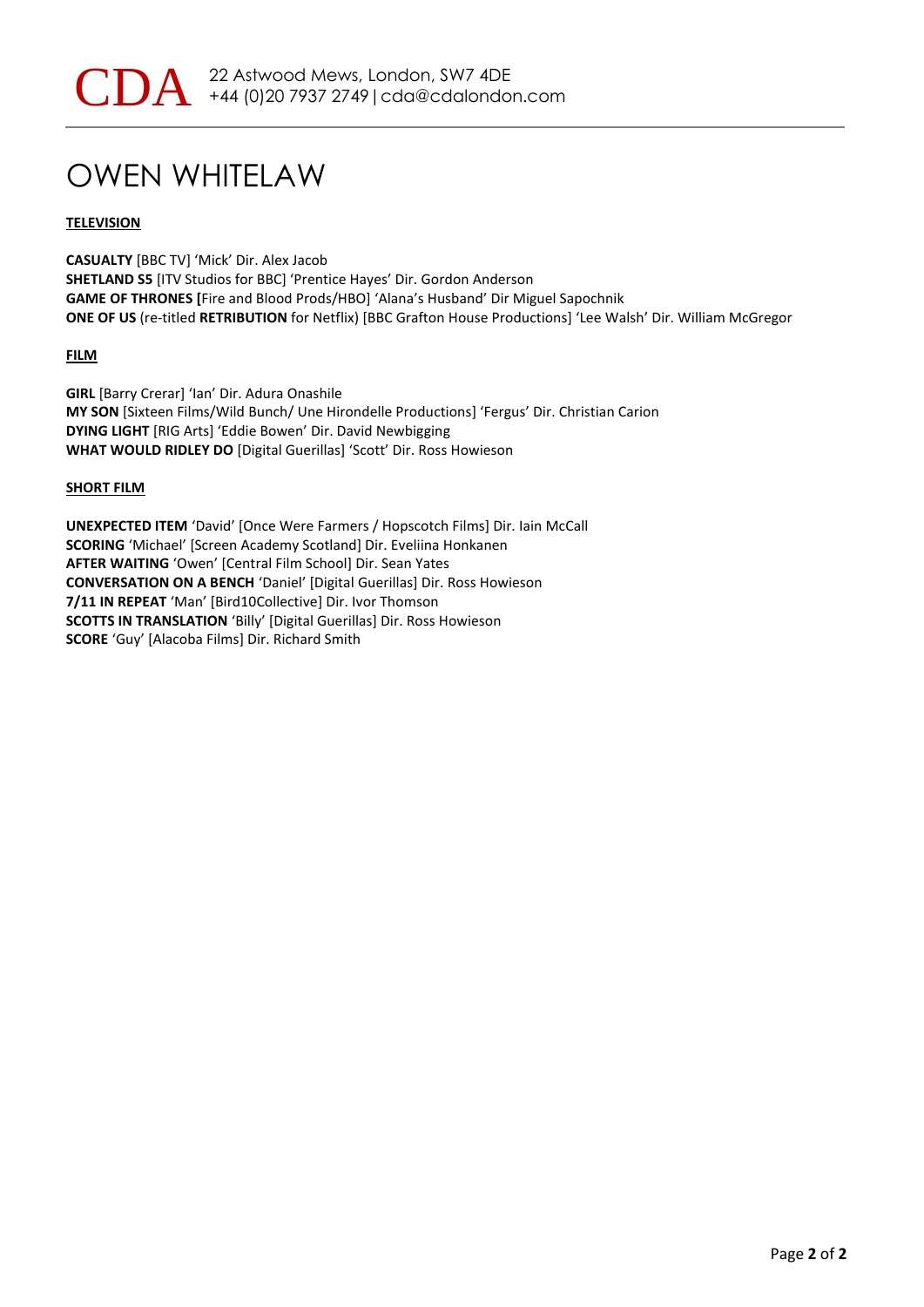CDA 22 Astwood Mews, London, SW7 4DE
+44 (0)20 7937 2749 | cda@cdalondon.com

# OWEN WHITELAW

**TELEVISION**

**CASUALTY** [BBC TV] 'Mick' Dir. Alex Jacob
**SHETLAND S5** [ITV Studios for BBC] 'Prentice Hayes' Dir. Gordon Anderson
**GAME OF THRONES [**Fire and Blood Prods/HBO] 'Alana's Husband' Dir Miguel Sapochnik
**ONE OF US** (re-titled **RETRIBUTION** for Netflix) [BBC Grafton House Productions] 'Lee Walsh' Dir. William McGregor

**FILM**

**GIRL** [Barry Crerar] 'Ian' Dir. Adura Onashile
**MY SON** [Sixteen Films/Wild Bunch/ Une Hirondelle Productions] 'Fergus' Dir. Christian Carion
**DYING LIGHT** [RIG Arts] 'Eddie Bowen' Dir. David Newbigging
**WHAT WOULD RIDLEY DO** [Digital Guerillas] 'Scott' Dir. Ross Howieson

**SHORT FILM**

**UNEXPECTED ITEM** 'David' [Once Were Farmers / Hopscotch Films] Dir. Iain McCall
**SCORING** 'Michael' [Screen Academy Scotland] Dir. Eveliina Honkanen
**AFTER WAITING** 'Owen' [Central Film School] Dir. Sean Yates
**CONVERSATION ON A BENCH** 'Daniel' [Digital Guerillas] Dir. Ross Howieson
**7/11 IN REPEAT** 'Man' [Bird10Collective] Dir. Ivor Thomson
**SCOTTS IN TRANSLATION** 'Billy' [Digital Guerillas] Dir. Ross Howieson
**SCORE** 'Guy' [Alacoba Films] Dir. Richard Smith